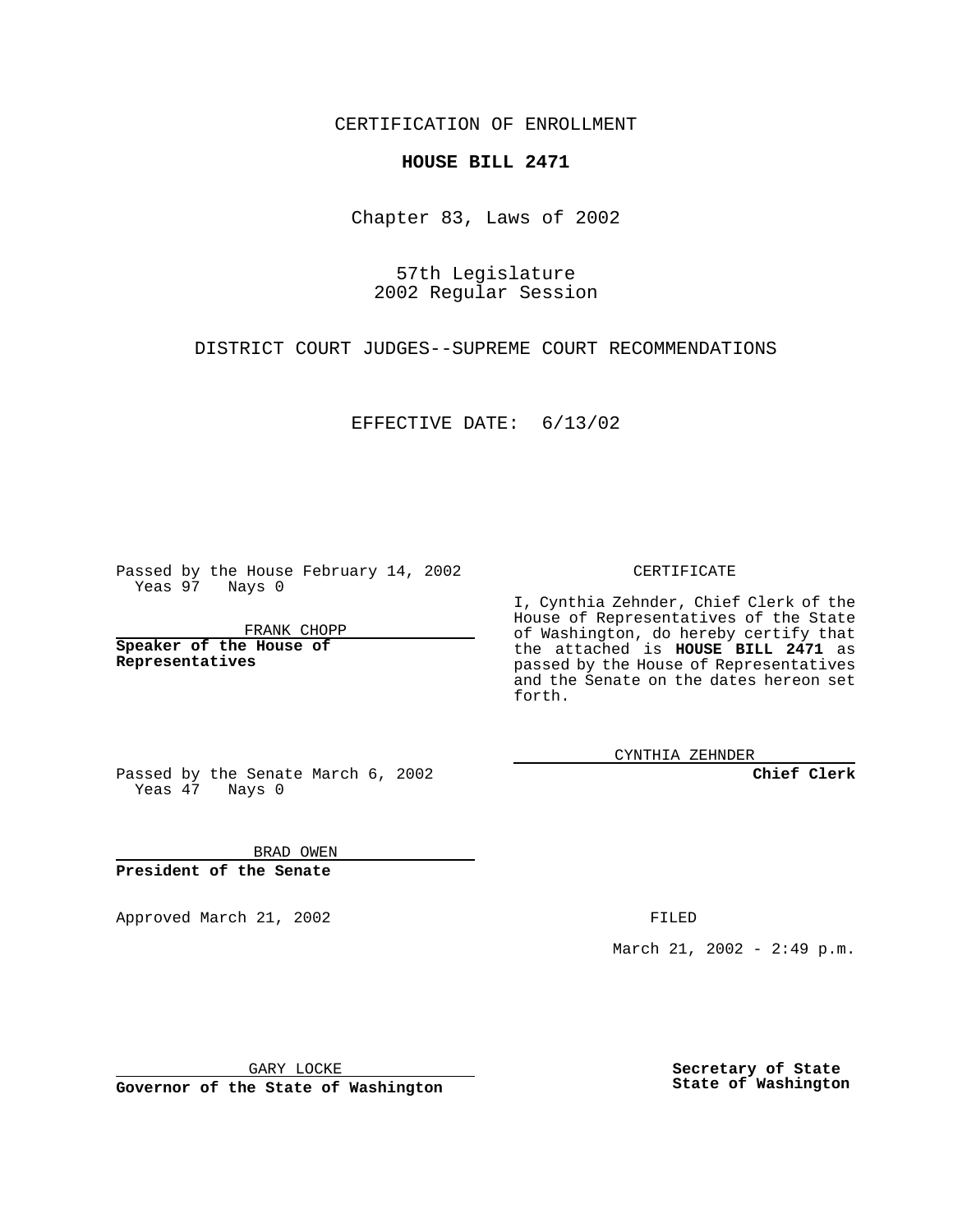CERTIFICATION OF ENROLLMENT

# HOUSE BILL 2471

Chapter 83, Laws of 2002

57th Legislature
2002 Regular Session

DISTRICT COURT JUDGES--SUPREME COURT RECOMMENDATIONS

EFFECTIVE DATE: 6/13/02

Passed by the House February 14, 2002
Yeas 97 Nays 0

FRANK CHOPP

**Speaker of the House of Representatives**

Passed by the Senate March 6, 2002
Yeas 47 Nays 0

BRAD OWEN

**President of the Senate**

Approved March 21, 2002

GARY LOCKE

**Governor of the State of Washington**

CERTIFICATE

I, Cynthia Zehnder, Chief Clerk of the House of Representatives of the State of Washington, do hereby certify that the attached is **HOUSE BILL 2471** as passed by the House of Representatives and the Senate on the dates hereon set forth.

CYNTHIA ZEHNDER

**Chief Clerk**

FILED

March 21, 2002 - 2:49 p.m.

**Secretary of State**
**State of Washington**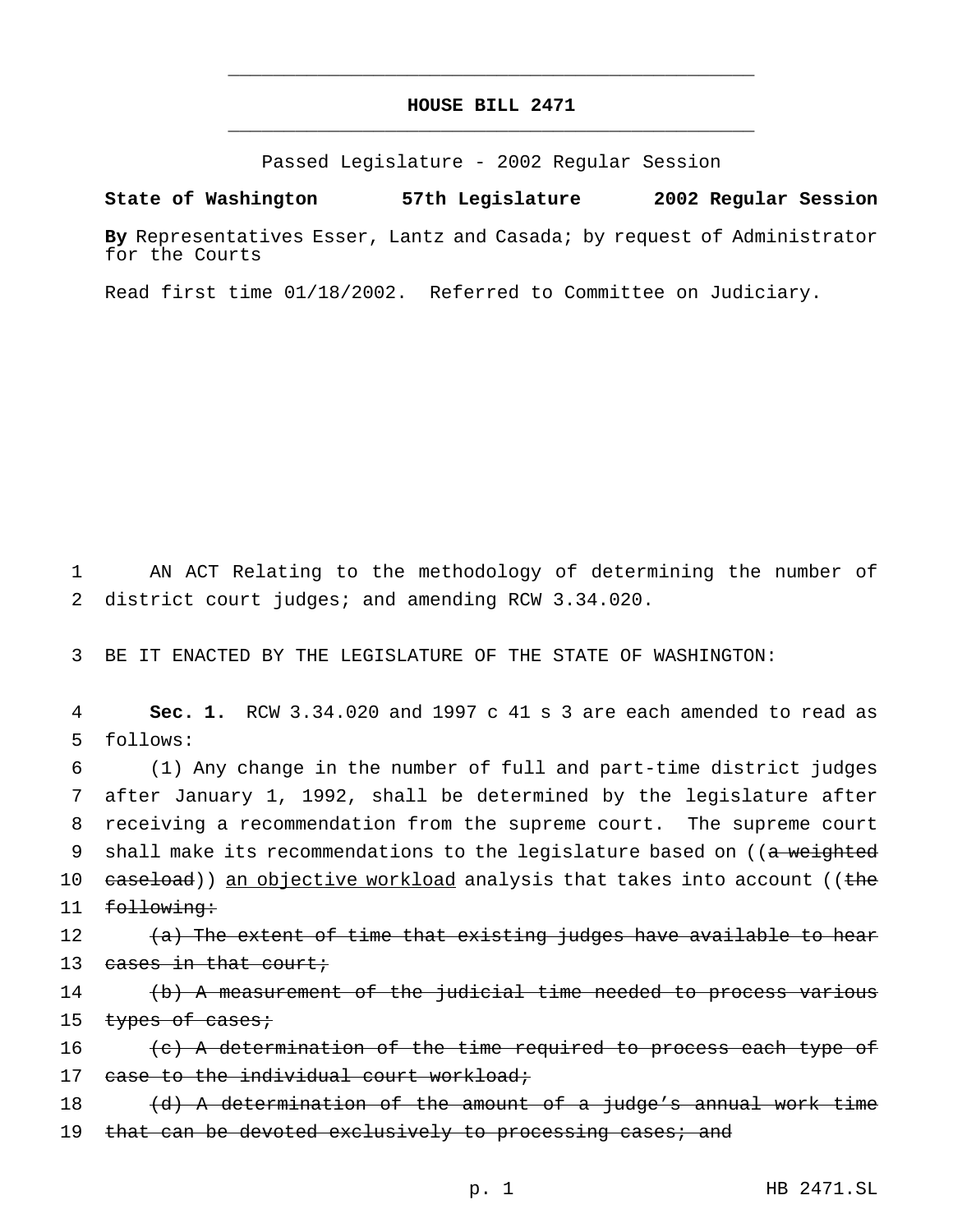# HOUSE BILL 2471

Passed Legislature - 2002 Regular Session

**State of Washington 57th Legislature 2002 Regular Session**

**By** Representatives Esser, Lantz and Casada; by request of Administrator for the Courts

Read first time 01/18/2002. Referred to Committee on Judiciary.

1 AN ACT Relating to the methodology of determining the number of
2 district court judges; and amending RCW 3.34.020.

3 BE IT ENACTED BY THE LEGISLATURE OF THE STATE OF WASHINGTON:

4 **Sec. 1.** RCW 3.34.020 and 1997 c 41 s 3 are each amended to read as
5 follows:

6 (1) Any change in the number of full and part-time district judges
7 after January 1, 1992, shall be determined by the legislature after
8 receiving a recommendation from the supreme court. The supreme court
9 shall make its recommendations to the legislature based on ((~~a weighted~~
10 ~~caseload~~)) <u>an objective workload</u> analysis that takes into account ((~~the~~
11 ~~following:~~

12 ~~(a) The extent of time that existing judges have available to hear~~
13 ~~cases in that court;~~

14 ~~(b) A measurement of the judicial time needed to process various~~
15 ~~types of cases;~~

16 ~~(c) A determination of the time required to process each type of~~
17 ~~case to the individual court workload;~~

18 ~~(d) A determination of the amount of a judge's annual work time~~
19 ~~that can be devoted exclusively to processing cases; and~~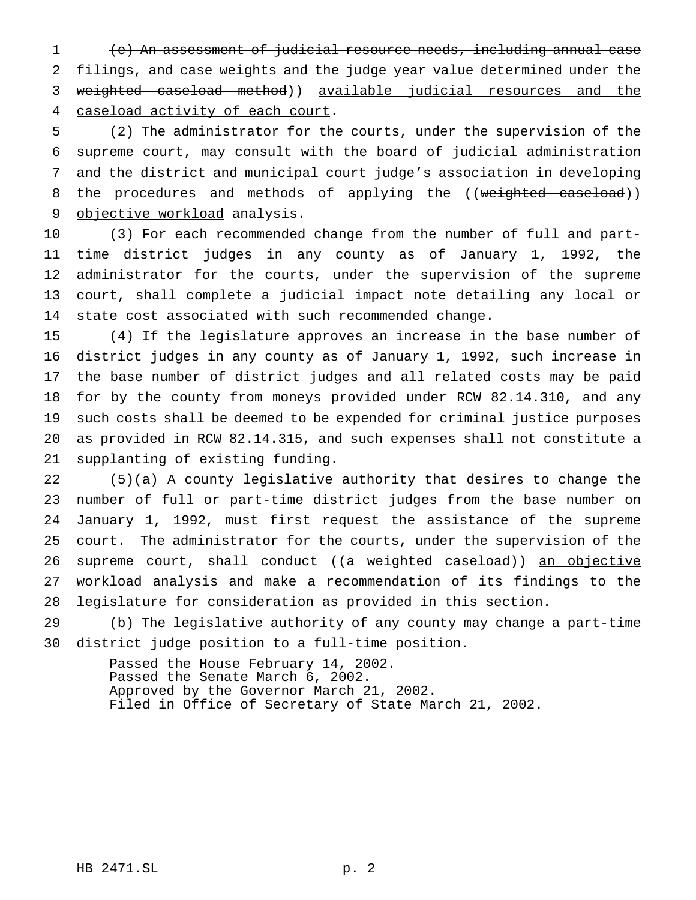~~(e) An assessment of judicial resource needs, including annual case filings, and case weights and the judge year value determined under the weighted caseload method~~)) <u>available judicial resources and the caseload activity of each court</u>.

(2) The administrator for the courts, under the supervision of the supreme court, may consult with the board of judicial administration and the district and municipal court judge's association in developing the procedures and methods of applying the ((~~weighted caseload~~)) <u>objective workload</u> analysis.

(3) For each recommended change from the number of full and part-time district judges in any county as of January 1, 1992, the administrator for the courts, under the supervision of the supreme court, shall complete a judicial impact note detailing any local or state cost associated with such recommended change.

(4) If the legislature approves an increase in the base number of district judges in any county as of January 1, 1992, such increase in the base number of district judges and all related costs may be paid for by the county from moneys provided under RCW 82.14.310, and any such costs shall be deemed to be expended for criminal justice purposes as provided in RCW 82.14.315, and such expenses shall not constitute a supplanting of existing funding.

(5)(a) A county legislative authority that desires to change the number of full or part-time district judges from the base number on January 1, 1992, must first request the assistance of the supreme court. The administrator for the courts, under the supervision of the supreme court, shall conduct ((~~a weighted caseload~~)) <u>an objective workload</u> analysis and make a recommendation of its findings to the legislature for consideration as provided in this section.

(b) The legislative authority of any county may change a part-time district judge position to a full-time position.

Passed the House February 14, 2002.
Passed the Senate March 6, 2002.
Approved by the Governor March 21, 2002.
Filed in Office of Secretary of State March 21, 2002.